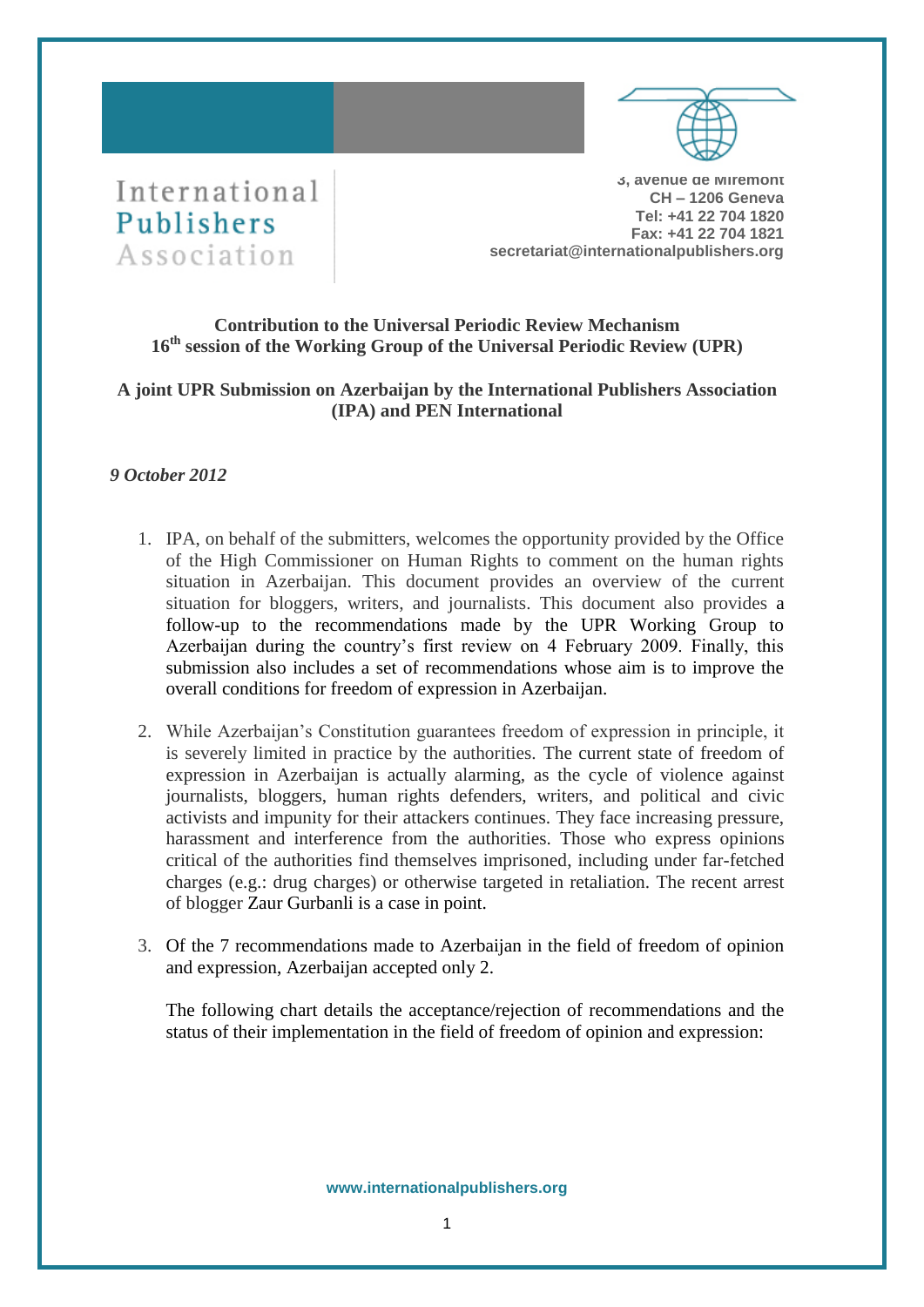International
Publishers
Association

3, avenue de Miremont
CH – 1206 Geneva
Tel: +41 22 704 1820
Fax: +41 22 704 1821
secretariat@internationalpublishers.org

**Contribution to the Universal Periodic Review Mechanism**
**16th session of the Working Group of the Universal Periodic Review (UPR)**

**A joint UPR Submission on Azerbaijan by the International Publishers Association (IPA) and PEN International**

*9 October 2012*

1. IPA, on behalf of the submitters, welcomes the opportunity provided by the Office of the High Commissioner on Human Rights to comment on the human rights situation in Azerbaijan. This document provides an overview of the current situation for bloggers, writers, and journalists. This document also provides a follow-up to the recommendations made by the UPR Working Group to Azerbaijan during the country's first review on 4 February 2009. Finally, this submission also includes a set of recommendations whose aim is to improve the overall conditions for freedom of expression in Azerbaijan.

2. While Azerbaijan's Constitution guarantees freedom of expression in principle, it is severely limited in practice by the authorities. The current state of freedom of expression in Azerbaijan is actually alarming, as the cycle of violence against journalists, bloggers, human rights defenders, writers, and political and civic activists and impunity for their attackers continues. They face increasing pressure, harassment and interference from the authorities. Those who express opinions critical of the authorities find themselves imprisoned, including under far-fetched charges (e.g.: drug charges) or otherwise targeted in retaliation. The recent arrest of blogger Zaur Gurbanli is a case in point.

3. Of the 7 recommendations made to Azerbaijan in the field of freedom of opinion and expression, Azerbaijan accepted only 2.

   The following chart details the acceptance/rejection of recommendations and the status of their implementation in the field of freedom of opinion and expression:

www.internationalpublishers.org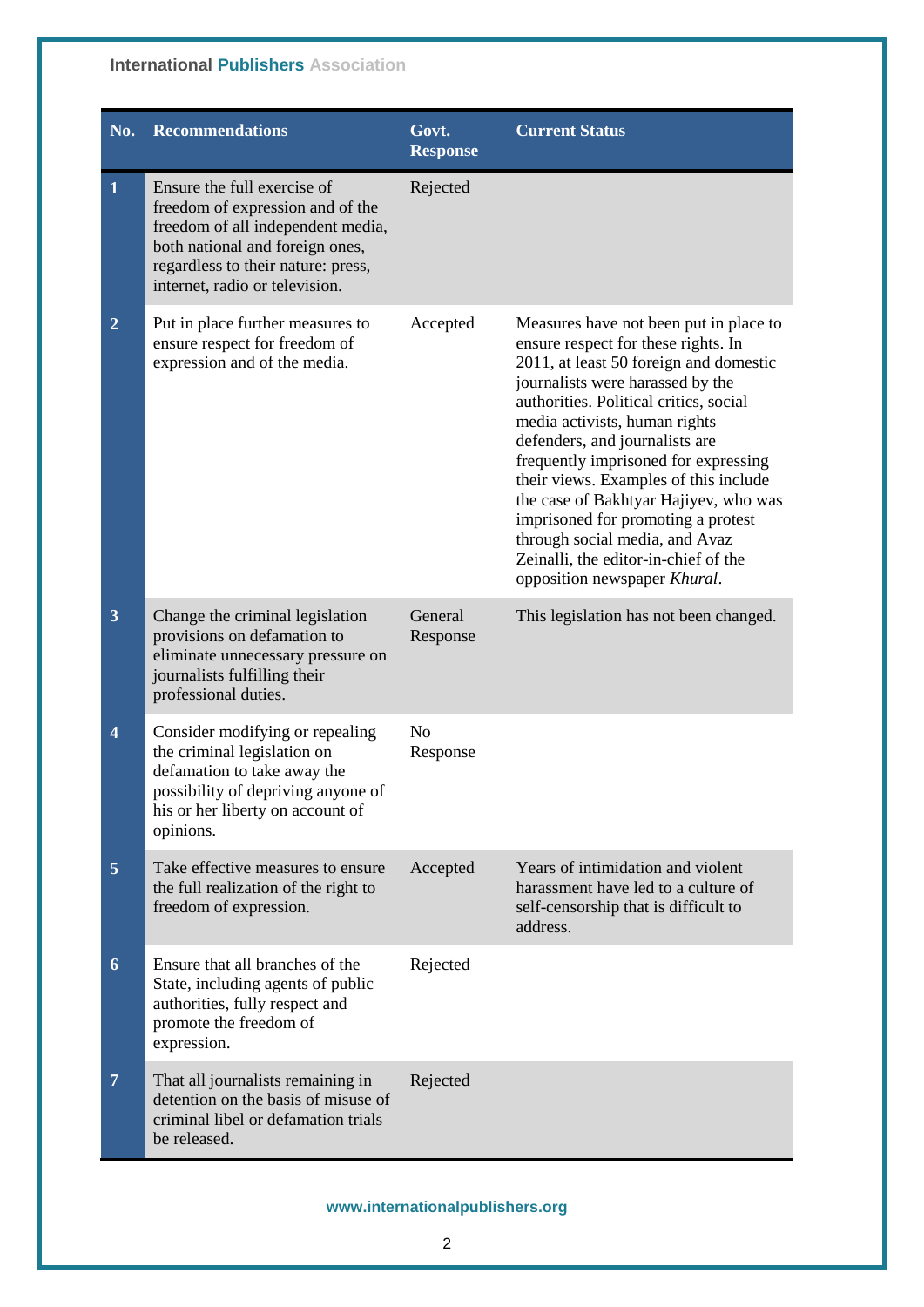| No. | Recommendations | Govt. Response | Current Status |
|---|---|---|---|
| 1 | Ensure the full exercise of freedom of expression and of the freedom of all independent media, both national and foreign ones, regardless to their nature: press, internet, radio or television. | Rejected | |
| 2 | Put in place further measures to ensure respect for freedom of expression and of the media. | Accepted | Measures have not been put in place to ensure respect for these rights. In 2011, at least 50 foreign and domestic journalists were harassed by the authorities. Political critics, social media activists, human rights defenders, and journalists are frequently imprisoned for expressing their views. Examples of this include the case of Bakhtyar Hajiyev, who was imprisoned for promoting a protest through social media, and Avaz Zeinalli, the editor-in-chief of the opposition newspaper *Khural*. |
| 3 | Change the criminal legislation provisions on defamation to eliminate unnecessary pressure on journalists fulfilling their professional duties. | General Response | This legislation has not been changed. |
| 4 | Consider modifying or repealing the criminal legislation on defamation to take away the possibility of depriving anyone of his or her liberty on account of opinions. | No Response | |
| 5 | Take effective measures to ensure the full realization of the right to freedom of expression. | Accepted | Years of intimidation and violent harassment have led to a culture of self-censorship that is difficult to address. |
| 6 | Ensure that all branches of the State, including agents of public authorities, fully respect and promote the freedom of expression. | Rejected | |
| 7 | That all journalists remaining in detention on the basis of misuse of criminal libel or defamation trials be released. | Rejected | |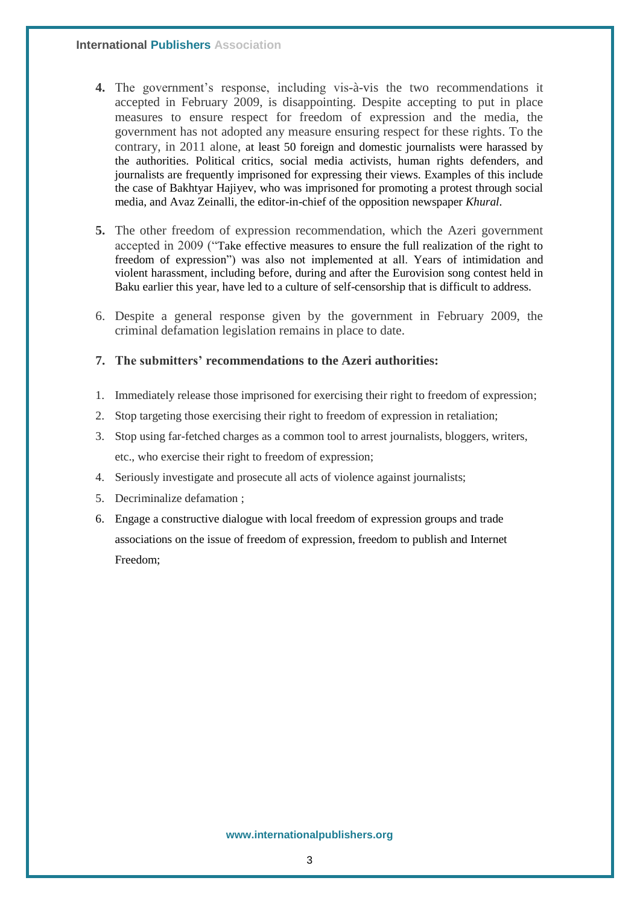**4.** The government's response, including vis-à-vis the two recommendations it accepted in February 2009, is disappointing. Despite accepting to put in place measures to ensure respect for freedom of expression and the media, the government has not adopted any measure ensuring respect for these rights. To the contrary, in 2011 alone, at least 50 foreign and domestic journalists were harassed by the authorities. Political critics, social media activists, human rights defenders, and journalists are frequently imprisoned for expressing their views. Examples of this include the case of Bakhtyar Hajiyev, who was imprisoned for promoting a protest through social media, and Avaz Zeinalli, the editor-in-chief of the opposition newspaper *Khural*.

**5.** The other freedom of expression recommendation, which the Azeri government accepted in 2009 ("Take effective measures to ensure the full realization of the right to freedom of expression") was also not implemented at all. Years of intimidation and violent harassment, including before, during and after the Eurovision song contest held in Baku earlier this year, have led to a culture of self-censorship that is difficult to address.

6. Despite a general response given by the government in February 2009, the criminal defamation legislation remains in place to date.

**7. The submitters' recommendations to the Azeri authorities:**

1. Immediately release those imprisoned for exercising their right to freedom of expression;
2. Stop targeting those exercising their right to freedom of expression in retaliation;
3. Stop using far-fetched charges as a common tool to arrest journalists, bloggers, writers, etc., who exercise their right to freedom of expression;
4. Seriously investigate and prosecute all acts of violence against journalists;
5. Decriminalize defamation ;
6. Engage a constructive dialogue with local freedom of expression groups and trade associations on the issue of freedom of expression, freedom to publish and Internet Freedom;